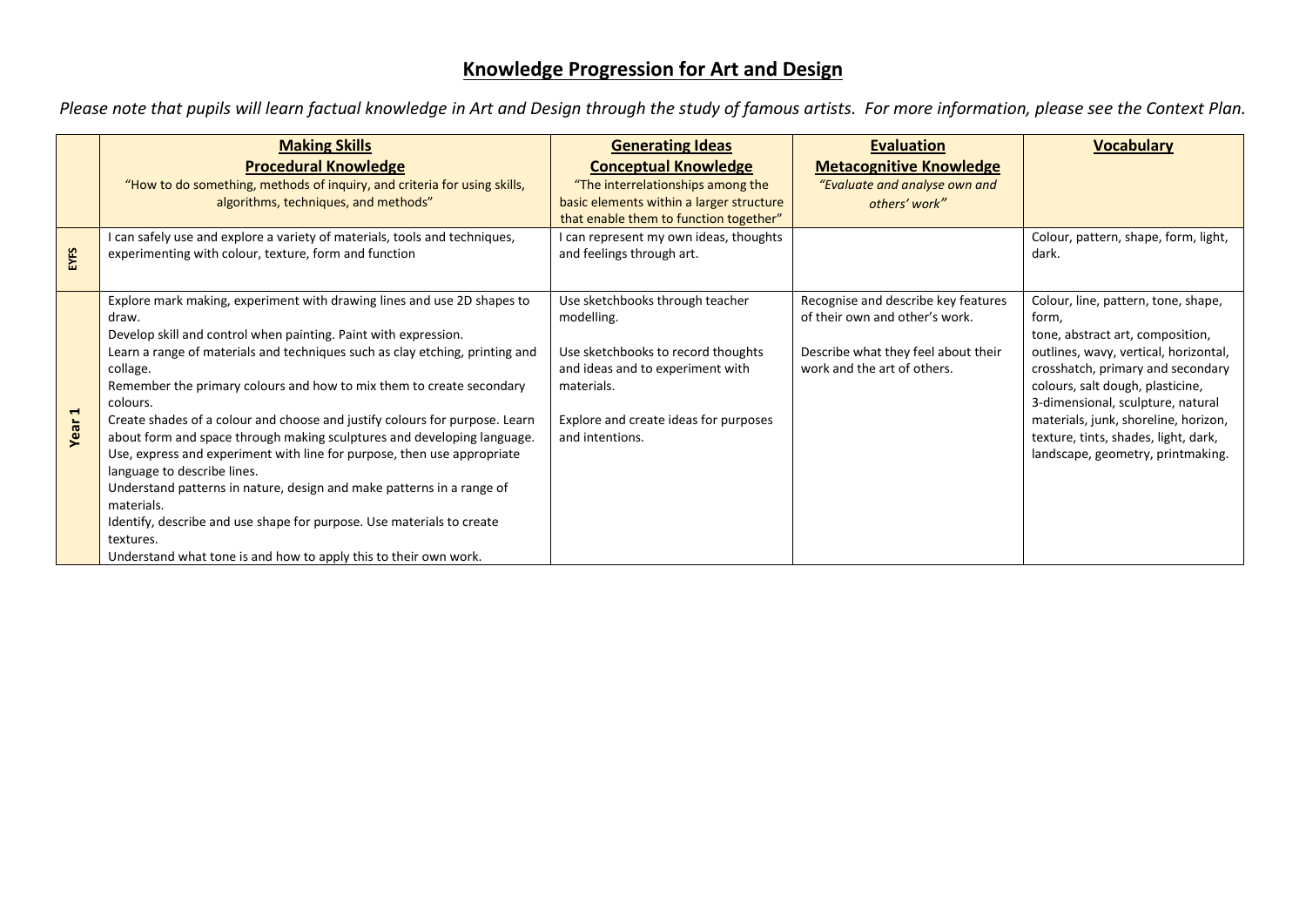# Knowledge Progression for Art and Design

*Please note that pupils will learn factual knowledge in Art and Design through the study of famous artists. For more information, please see the Context Plan.*

| | **Making Skills**<br>**Procedural Knowledge**<br>"How to do something, methods of inquiry, and criteria for using skills, algorithms, techniques, and methods" | **Generating Ideas**<br>**Conceptual Knowledge**<br>"The interrelationships among the basic elements within a larger structure that enable them to function together" | **Evaluation**<br>**Metacognitive Knowledge**<br>*"Evaluate and analyse own and others' work"* | **Vocabulary** |
|---|---|---|---|---|
| **EYFS** | I can safely use and explore a variety of materials, tools and techniques, experimenting with colour, texture, form and function | I can represent my own ideas, thoughts and feelings through art. | | Colour, pattern, shape, form, light, dark. |
| **Year 1** | Explore mark making, experiment with drawing lines and use 2D shapes to draw.<br>Develop skill and control when painting. Paint with expression.<br>Learn a range of materials and techniques such as clay etching, printing and collage.<br>Remember the primary colours and how to mix them to create secondary colours.<br>Create shades of a colour and choose and justify colours for purpose. Learn about form and space through making sculptures and developing language.<br>Use, express and experiment with line for purpose, then use appropriate language to describe lines.<br>Understand patterns in nature, design and make patterns in a range of materials.<br>Identify, describe and use shape for purpose. Use materials to create textures.<br>Understand what tone is and how to apply this to their own work. | Use sketchbooks through teacher modelling.<br><br>Use sketchbooks to record thoughts and ideas and to experiment with materials.<br><br>Explore and create ideas for purposes and intentions. | Recognise and describe key features of their own and other's work.<br><br>Describe what they feel about their work and the art of others. | Colour, line, pattern, tone, shape, form,<br>tone, abstract art, composition, outlines, wavy, vertical, horizontal, crosshatch, primary and secondary colours, salt dough, plasticine, 3-dimensional, sculpture, natural materials, junk, shoreline, horizon, texture, tints, shades, light, dark, landscape, geometry, printmaking. |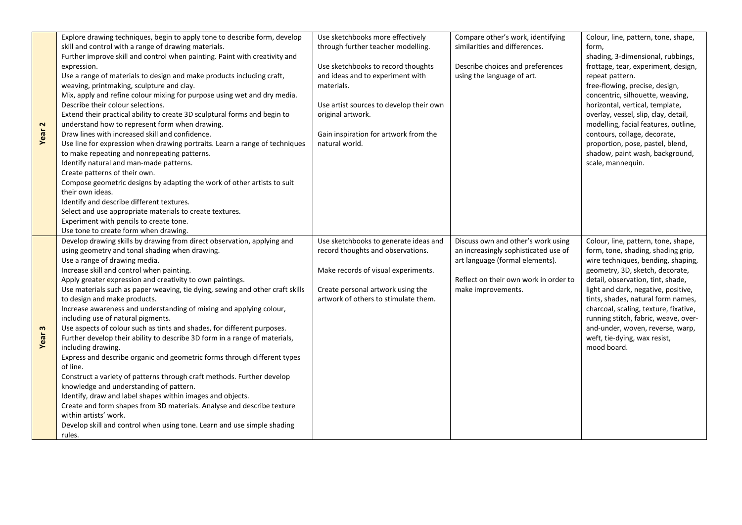| | | | | |
|---|---|---|---|---|
| **Year 2** | Explore drawing techniques, begin to apply tone to describe form, develop skill and control with a range of drawing materials.<br>Further improve skill and control when painting. Paint with creativity and expression.<br>Use a range of materials to design and make products including craft, weaving, printmaking, sculpture and clay.<br>Mix, apply and refine colour mixing for purpose using wet and dry media. Describe their colour selections.<br>Extend their practical ability to create 3D sculptural forms and begin to understand how to represent form when drawing.<br>Draw lines with increased skill and confidence.<br>Use line for expression when drawing portraits. Learn a range of techniques to make repeating and nonrepeating patterns.<br>Identify natural and man-made patterns.<br>Create patterns of their own.<br>Compose geometric designs by adapting the work of other artists to suit their own ideas.<br>Identify and describe different textures.<br>Select and use appropriate materials to create textures.<br>Experiment with pencils to create tone.<br>Use tone to create form when drawing. | Use sketchbooks more effectively through further teacher modelling.<br><br>Use sketchbooks to record thoughts and ideas and to experiment with materials.<br><br>Use artist sources to develop their own original artwork.<br><br>Gain inspiration for artwork from the natural world. | Compare other's work, identifying similarities and differences.<br><br>Describe choices and preferences using the language of art. | Colour, line, pattern, tone, shape, form,<br>shading, 3-dimensional, rubbings, frottage, tear, experiment, design, repeat pattern.<br>free-flowing, precise, design, concentric, silhouette, weaving, horizontal, vertical, template, overlay, vessel, slip, clay, detail, modelling, facial features, outline, contours, collage, decorate, proportion, pose, pastel, blend, shadow, paint wash, background, scale, mannequin. |
| **Year 3** | Develop drawing skills by drawing from direct observation, applying and using geometry and tonal shading when drawing.<br>Use a range of drawing media.<br>Increase skill and control when painting.<br>Apply greater expression and creativity to own paintings.<br>Use materials such as paper weaving, tie dying, sewing and other craft skills to design and make products.<br>Increase awareness and understanding of mixing and applying colour, including use of natural pigments.<br>Use aspects of colour such as tints and shades, for different purposes.<br>Further develop their ability to describe 3D form in a range of materials, including drawing.<br>Express and describe organic and geometric forms through different types of line.<br>Construct a variety of patterns through craft methods. Further develop knowledge and understanding of pattern.<br>Identify, draw and label shapes within images and objects.<br>Create and form shapes from 3D materials. Analyse and describe texture within artists' work.<br>Develop skill and control when using tone. Learn and use simple shading rules. | Use sketchbooks to generate ideas and record thoughts and observations.<br><br>Make records of visual experiments.<br><br>Create personal artwork using the artwork of others to stimulate them. | Discuss own and other's work using an increasingly sophisticated use of art language (formal elements).<br><br>Reflect on their own work in order to make improvements. | Colour, line, pattern, tone, shape, form, tone, shading, shading grip, wire techniques, bending, shaping, geometry, 3D, sketch, decorate, detail, observation, tint, shade, light and dark, negative, positive, tints, shades, natural form names, charcoal, scaling, texture, fixative, running stitch, fabric, weave, over-and-under, woven, reverse, warp, weft, tie-dying, wax resist, mood board. |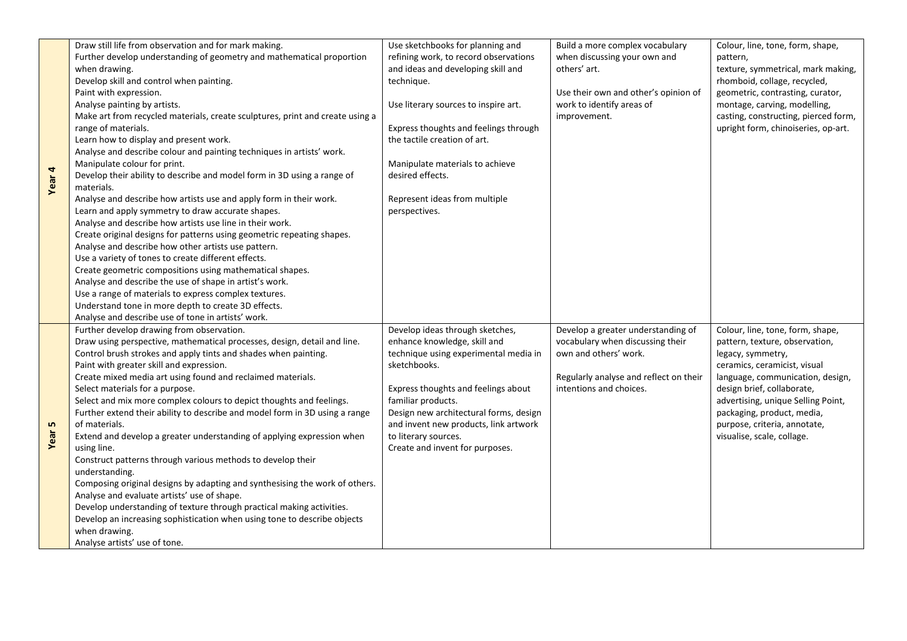| | | | | |
|---|---|---|---|---|
| **Year 4** | Draw still life from observation and for mark making.<br>Further develop understanding of geometry and mathematical proportion when drawing.<br>Develop skill and control when painting.<br>Paint with expression.<br>Analyse painting by artists.<br>Make art from recycled materials, create sculptures, print and create using a range of materials.<br>Learn how to display and present work.<br>Analyse and describe colour and painting techniques in artists' work.<br>Manipulate colour for print.<br>Develop their ability to describe and model form in 3D using a range of materials.<br>Analyse and describe how artists use and apply form in their work.<br>Learn and apply symmetry to draw accurate shapes.<br>Analyse and describe how artists use line in their work.<br>Create original designs for patterns using geometric repeating shapes.<br>Analyse and describe how other artists use pattern.<br>Use a variety of tones to create different effects.<br>Create geometric compositions using mathematical shapes.<br>Analyse and describe the use of shape in artist's work.<br>Use a range of materials to express complex textures.<br>Understand tone in more depth to create 3D effects.<br>Analyse and describe use of tone in artists' work. | Use sketchbooks for planning and refining work, to record observations and ideas and developing skill and technique.<br><br>Use literary sources to inspire art.<br><br>Express thoughts and feelings through the tactile creation of art.<br><br>Manipulate materials to achieve desired effects.<br><br>Represent ideas from multiple perspectives. | Build a more complex vocabulary when discussing your own and others' art.<br><br>Use their own and other's opinion of work to identify areas of improvement. | Colour, line, tone, form, shape, pattern,<br>texture, symmetrical, mark making, rhomboid, collage, recycled, geometric, contrasting, curator, montage, carving, modelling, casting, constructing, pierced form, upright form, chinoiseries, op-art. |
| **Year 5** | Further develop drawing from observation.<br>Draw using perspective, mathematical processes, design, detail and line.<br>Control brush strokes and apply tints and shades when painting.<br>Paint with greater skill and expression.<br>Create mixed media art using found and reclaimed materials.<br>Select materials for a purpose.<br>Select and mix more complex colours to depict thoughts and feelings.<br>Further extend their ability to describe and model form in 3D using a range of materials.<br>Extend and develop a greater understanding of applying expression when using line.<br>Construct patterns through various methods to develop their understanding.<br>Composing original designs by adapting and synthesising the work of others.<br>Analyse and evaluate artists' use of shape.<br>Develop understanding of texture through practical making activities.<br>Develop an increasing sophistication when using tone to describe objects when drawing.<br>Analyse artists' use of tone. | Develop ideas through sketches, enhance knowledge, skill and technique using experimental media in sketchbooks.<br><br>Express thoughts and feelings about familiar products.<br>Design new architectural forms, design and invent new products, link artwork to literary sources.<br>Create and invent for purposes. | Develop a greater understanding of vocabulary when discussing their own and others' work.<br><br>Regularly analyse and reflect on their intentions and choices. | Colour, line, tone, form, shape, pattern, texture, observation, legacy, symmetry,<br>ceramics, ceramicist, visual language, communication, design, design brief, collaborate, advertising, unique Selling Point, packaging, product, media, purpose, criteria, annotate, visualise, scale, collage. |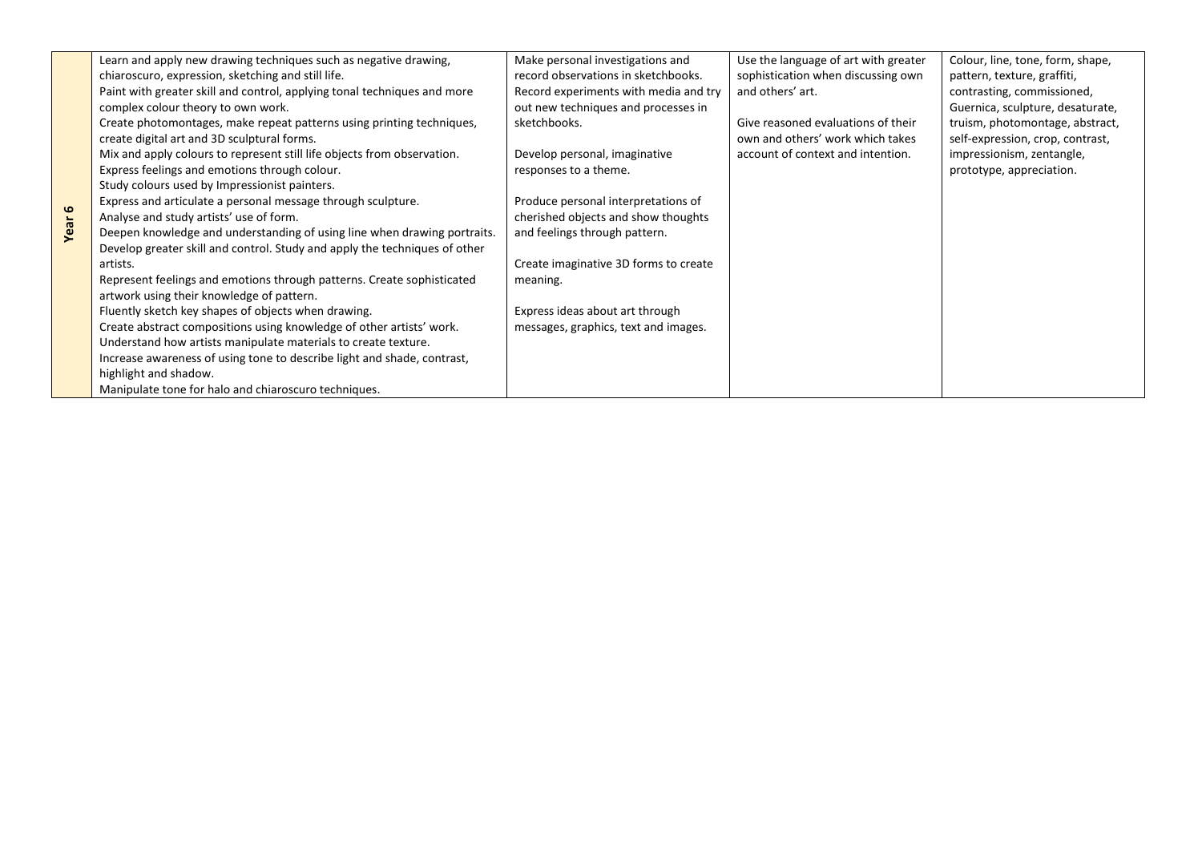| | | | | |
|---|---|---|---|---|
| Year 6 | Learn and apply new drawing techniques such as negative drawing, chiaroscuro, expression, sketching and still life.<br>Paint with greater skill and control, applying tonal techniques and more complex colour theory to own work.<br>Create photomontages, make repeat patterns using printing techniques, create digital art and 3D sculptural forms.<br>Mix and apply colours to represent still life objects from observation.<br>Express feelings and emotions through colour.<br>Study colours used by Impressionist painters.<br>Express and articulate a personal message through sculpture.<br>Analyse and study artists' use of form.<br>Deepen knowledge and understanding of using line when drawing portraits.<br>Develop greater skill and control. Study and apply the techniques of other artists.<br>Represent feelings and emotions through patterns. Create sophisticated artwork using their knowledge of pattern.<br>Fluently sketch key shapes of objects when drawing.<br>Create abstract compositions using knowledge of other artists' work.<br>Understand how artists manipulate materials to create texture.<br>Increase awareness of using tone to describe light and shade, contrast, highlight and shadow.<br>Manipulate tone for halo and chiaroscuro techniques. | Make personal investigations and record observations in sketchbooks. Record experiments with media and try out new techniques and processes in sketchbooks.<br><br>Develop personal, imaginative responses to a theme.<br><br>Produce personal interpretations of cherished objects and show thoughts and feelings through pattern.<br><br>Create imaginative 3D forms to create meaning.<br><br>Express ideas about art through messages, graphics, text and images. | Use the language of art with greater sophistication when discussing own and others' art.<br><br>Give reasoned evaluations of their own and others' work which takes account of context and intention. | Colour, line, tone, form, shape, pattern, texture, graffiti, contrasting, commissioned, Guernica, sculpture, desaturate, truism, photomontage, abstract, self-expression, crop, contrast, impressionism, zentangle, prototype, appreciation. |